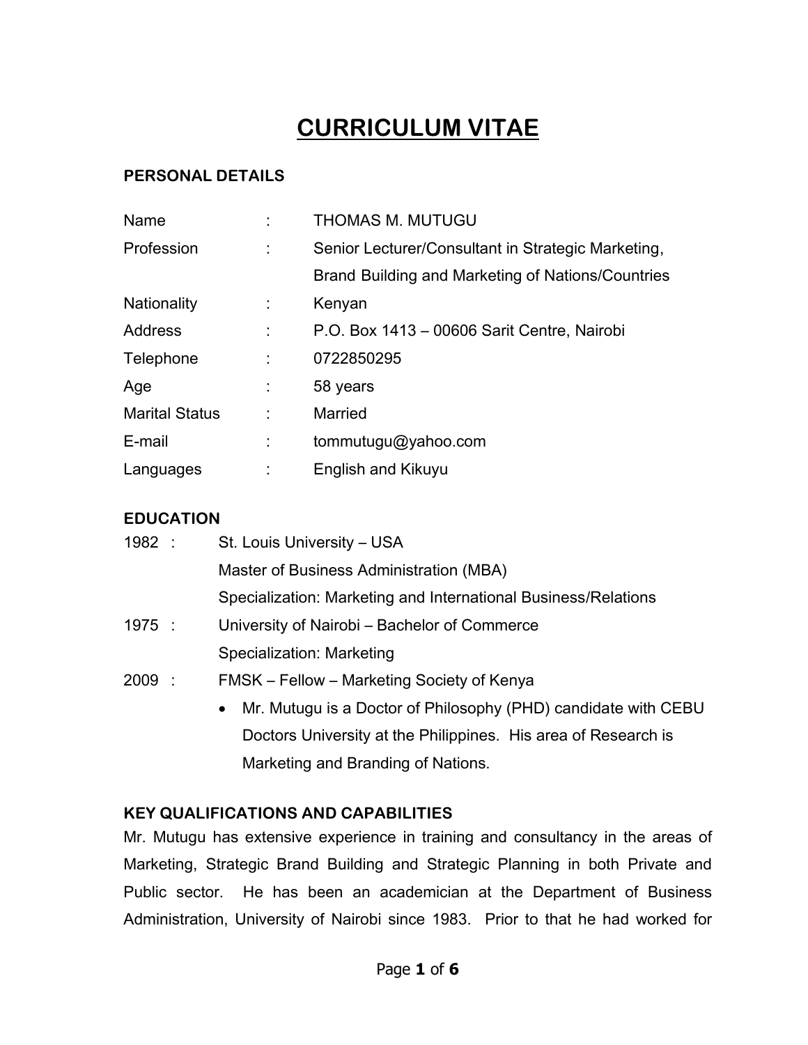# CURRICULUM VITAE

## PERSONAL DETAILS

| | | |
|---|---|---|
| Name | : | THOMAS M. MUTUGU |
| Profession | : | Senior Lecturer/Consultant in Strategic Marketing, Brand Building and Marketing of Nations/Countries |
| Nationality | : | Kenyan |
| Address | : | P.O. Box 1413 – 00606 Sarit Centre, Nairobi |
| Telephone | : | 0722850295 |
| Age | : | 58 years |
| Marital Status | : | Married |
| E-mail | : | tommutugu@yahoo.com |
| Languages | : | English and Kikuyu |

## EDUCATION

1982 : St. Louis University – USA
Master of Business Administration (MBA)
Specialization: Marketing and International Business/Relations

1975 : University of Nairobi – Bachelor of Commerce
Specialization: Marketing

2009 : FMSK – Fellow – Marketing Society of Kenya

- Mr. Mutugu is a Doctor of Philosophy (PHD) candidate with CEBU Doctors University at the Philippines. His area of Research is Marketing and Branding of Nations.

## KEY QUALIFICATIONS AND CAPABILITIES

Mr. Mutugu has extensive experience in training and consultancy in the areas of Marketing, Strategic Brand Building and Strategic Planning in both Private and Public sector. He has been an academician at the Department of Business Administration, University of Nairobi since 1983. Prior to that he had worked for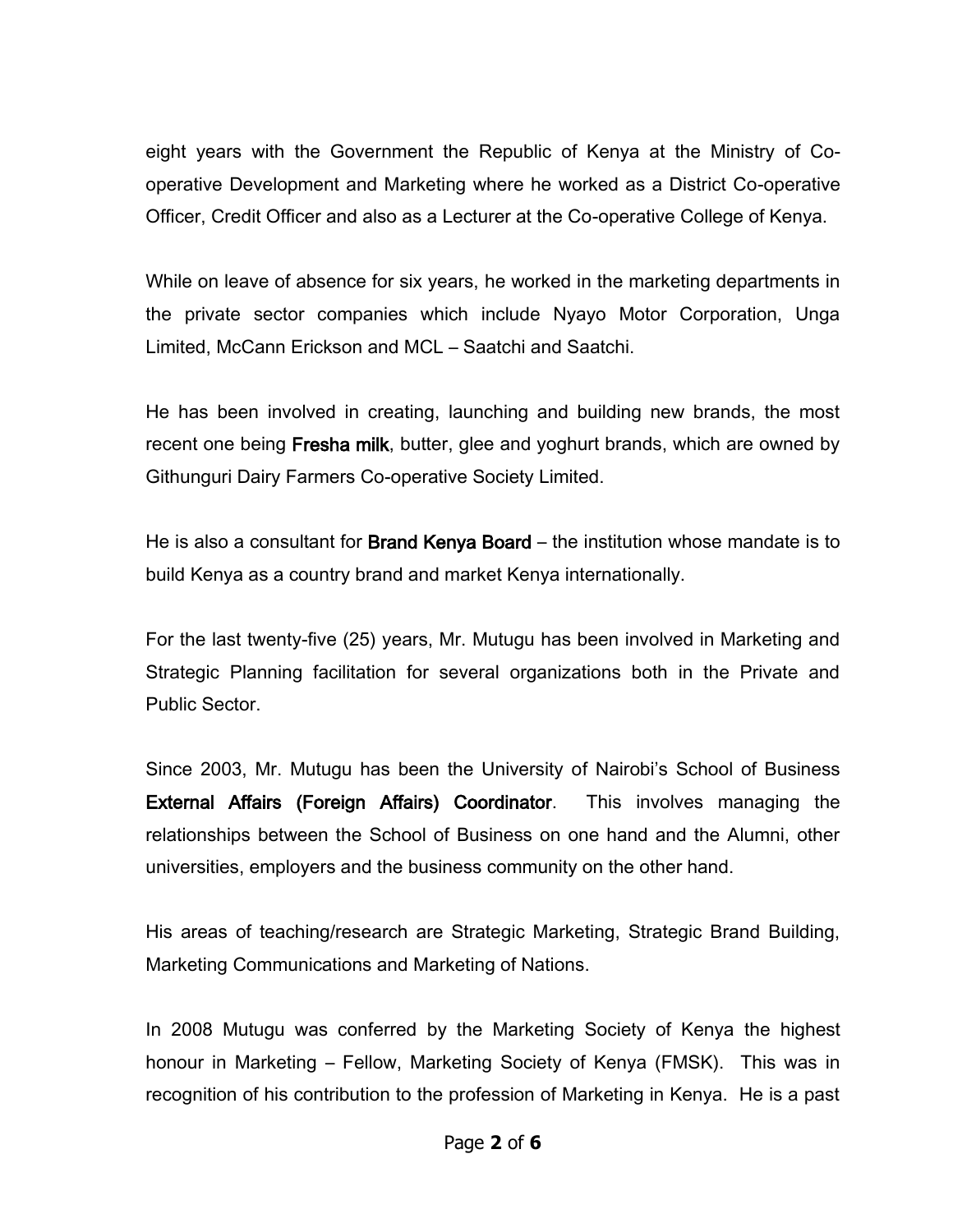eight years with the Government the Republic of Kenya at the Ministry of Co-operative Development and Marketing where he worked as a District Co-operative Officer, Credit Officer and also as a Lecturer at the Co-operative College of Kenya.

While on leave of absence for six years, he worked in the marketing departments in the private sector companies which include Nyayo Motor Corporation, Unga Limited, McCann Erickson and MCL – Saatchi and Saatchi.

He has been involved in creating, launching and building new brands, the most recent one being **Fresha milk**, butter, glee and yoghurt brands, which are owned by Githunguri Dairy Farmers Co-operative Society Limited.

He is also a consultant for **Brand Kenya Board** – the institution whose mandate is to build Kenya as a country brand and market Kenya internationally.

For the last twenty-five (25) years, Mr. Mutugu has been involved in Marketing and Strategic Planning facilitation for several organizations both in the Private and Public Sector.

Since 2003, Mr. Mutugu has been the University of Nairobi's School of Business **External Affairs (Foreign Affairs) Coordinator**. This involves managing the relationships between the School of Business on one hand and the Alumni, other universities, employers and the business community on the other hand.

His areas of teaching/research are Strategic Marketing, Strategic Brand Building, Marketing Communications and Marketing of Nations.

In 2008 Mutugu was conferred by the Marketing Society of Kenya the highest honour in Marketing – Fellow, Marketing Society of Kenya (FMSK). This was in recognition of his contribution to the profession of Marketing in Kenya. He is a past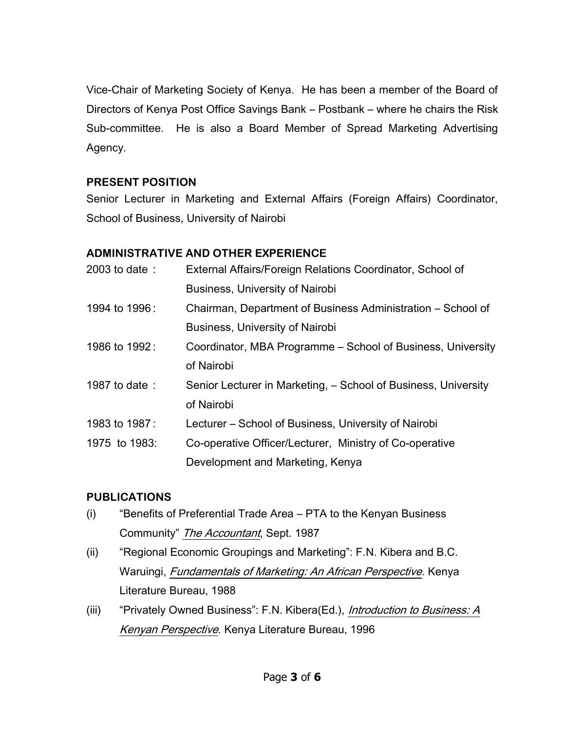Vice-Chair of Marketing Society of Kenya. He has been a member of the Board of Directors of Kenya Post Office Savings Bank – Postbank – where he chairs the Risk Sub-committee. He is also a Board Member of Spread Marketing Advertising Agency.

## PRESENT POSITION

Senior Lecturer in Marketing and External Affairs (Foreign Affairs) Coordinator, School of Business, University of Nairobi

## ADMINISTRATIVE AND OTHER EXPERIENCE

| | |
|---|---|
| 2003 to date : | External Affairs/Foreign Relations Coordinator, School of Business, University of Nairobi |
| 1994 to 1996 : | Chairman, Department of Business Administration – School of Business, University of Nairobi |
| 1986 to 1992 : | Coordinator, MBA Programme – School of Business, University of Nairobi |
| 1987 to date : | Senior Lecturer in Marketing, – School of Business, University of Nairobi |
| 1983 to 1987 : | Lecturer – School of Business, University of Nairobi |
| 1975 to 1983: | Co-operative Officer/Lecturer, Ministry of Co-operative Development and Marketing, Kenya |

## PUBLICATIONS

(i) "Benefits of Preferential Trade Area – PTA to the Kenyan Business Community" *The Accountant*, Sept. 1987

(ii) "Regional Economic Groupings and Marketing": F.N. Kibera and B.C. Waruingi, *Fundamentals of Marketing: An African Perspective*. Kenya Literature Bureau, 1988

(iii) "Privately Owned Business": F.N. Kibera(Ed.), *Introduction to Business: A Kenyan Perspective*. Kenya Literature Bureau, 1996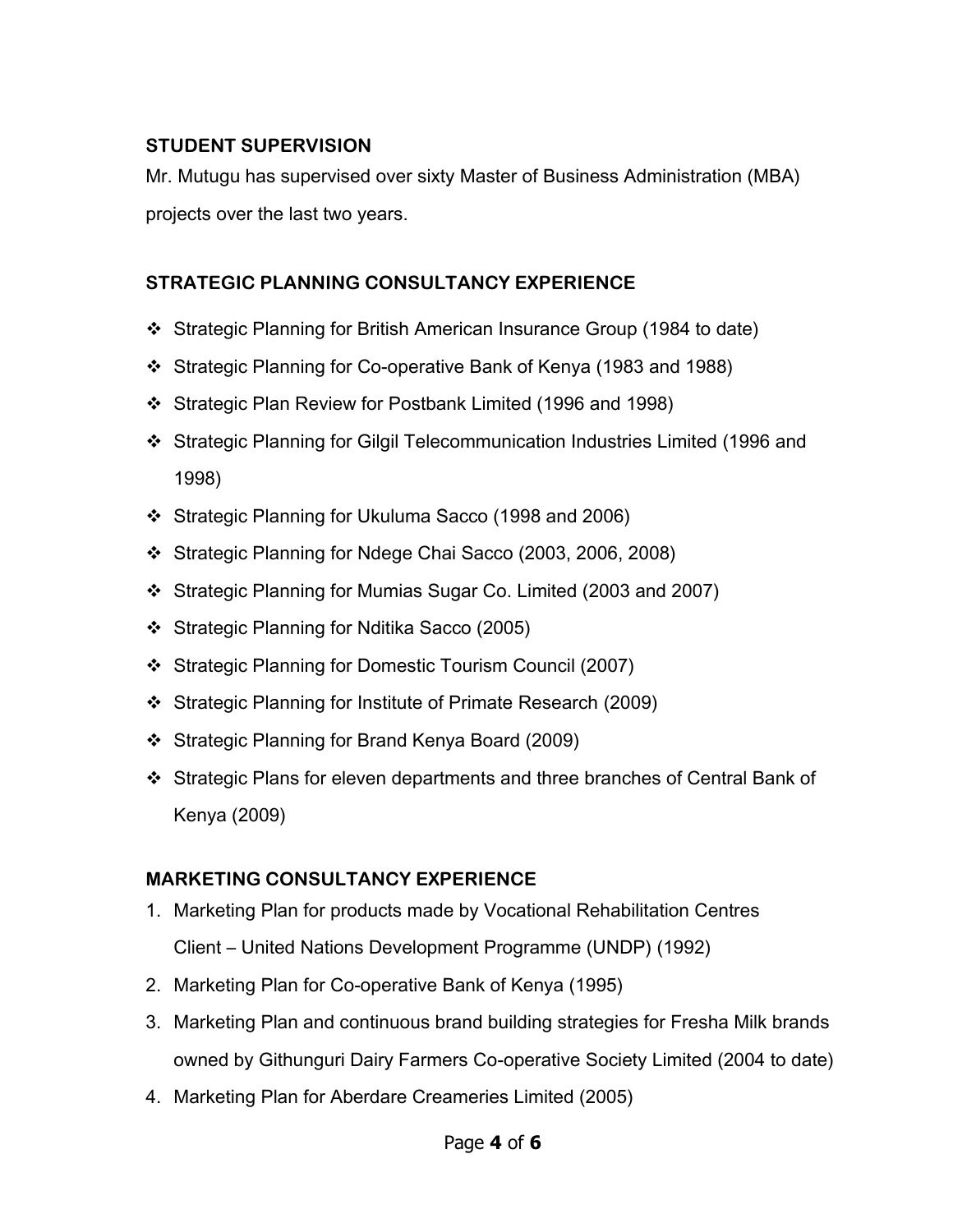**STUDENT SUPERVISION**

Mr. Mutugu has supervised over sixty Master of Business Administration (MBA) projects over the last two years.

**STRATEGIC PLANNING CONSULTANCY EXPERIENCE**

- Strategic Planning for British American Insurance Group (1984 to date)
- Strategic Planning for Co-operative Bank of Kenya (1983 and 1988)
- Strategic Plan Review for Postbank Limited (1996 and 1998)
- Strategic Planning for Gilgil Telecommunication Industries Limited (1996 and 1998)
- Strategic Planning for Ukuluma Sacco (1998 and 2006)
- Strategic Planning for Ndege Chai Sacco (2003, 2006, 2008)
- Strategic Planning for Mumias Sugar Co. Limited (2003 and 2007)
- Strategic Planning for Nditika Sacco (2005)
- Strategic Planning for Domestic Tourism Council (2007)
- Strategic Planning for Institute of Primate Research (2009)
- Strategic Planning for Brand Kenya Board (2009)
- Strategic Plans for eleven departments and three branches of Central Bank of Kenya (2009)

**MARKETING CONSULTANCY EXPERIENCE**

1. Marketing Plan for products made by Vocational Rehabilitation Centres
   Client – United Nations Development Programme (UNDP) (1992)
2. Marketing Plan for Co-operative Bank of Kenya (1995)
3. Marketing Plan and continuous brand building strategies for Fresha Milk brands owned by Githunguri Dairy Farmers Co-operative Society Limited (2004 to date)
4. Marketing Plan for Aberdare Creameries Limited (2005)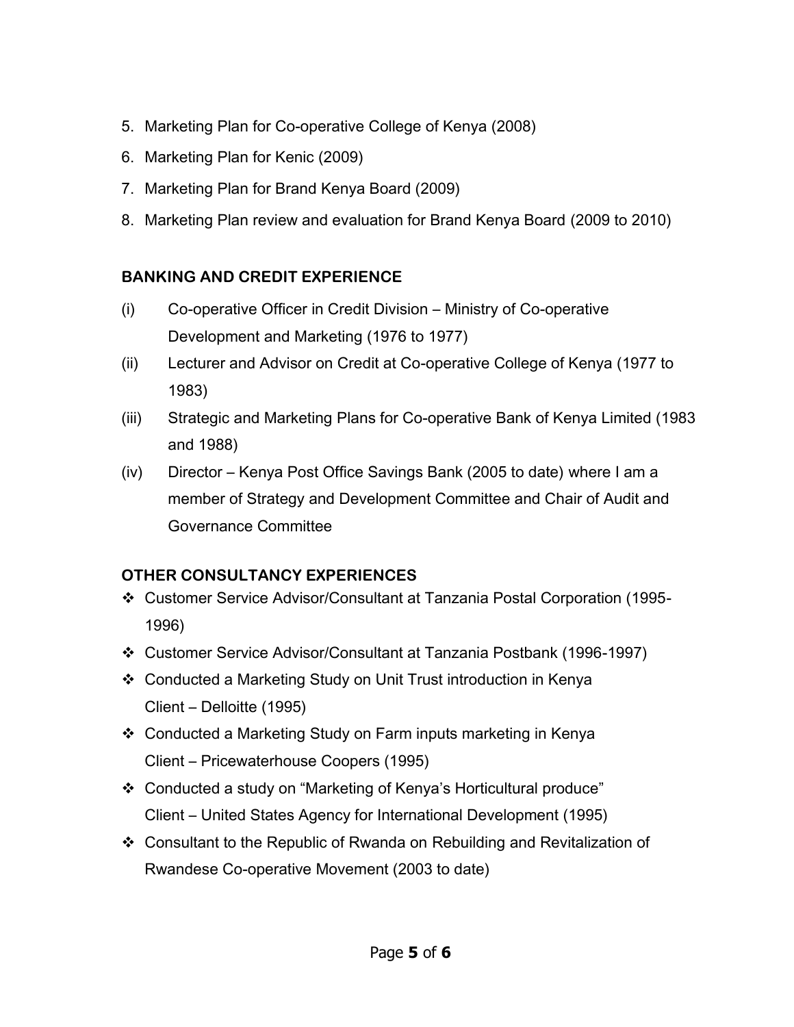5. Marketing Plan for Co-operative College of Kenya (2008)
6. Marketing Plan for Kenic (2009)
7. Marketing Plan for Brand Kenya Board (2009)
8. Marketing Plan review and evaluation for Brand Kenya Board (2009 to 2010)

**BANKING AND CREDIT EXPERIENCE**

(i) Co-operative Officer in Credit Division – Ministry of Co-operative Development and Marketing (1976 to 1977)

(ii) Lecturer and Advisor on Credit at Co-operative College of Kenya (1977 to 1983)

(iii) Strategic and Marketing Plans for Co-operative Bank of Kenya Limited (1983 and 1988)

(iv) Director – Kenya Post Office Savings Bank (2005 to date) where I am a member of Strategy and Development Committee and Chair of Audit and Governance Committee

**OTHER CONSULTANCY EXPERIENCES**

- Customer Service Advisor/Consultant at Tanzania Postal Corporation (1995-1996)
- Customer Service Advisor/Consultant at Tanzania Postbank (1996-1997)
- Conducted a Marketing Study on Unit Trust introduction in Kenya
  Client – Delloitte (1995)
- Conducted a Marketing Study on Farm inputs marketing in Kenya
  Client – Pricewaterhouse Coopers (1995)
- Conducted a study on "Marketing of Kenya's Horticultural produce"
  Client – United States Agency for International Development (1995)
- Consultant to the Republic of Rwanda on Rebuilding and Revitalization of Rwandese Co-operative Movement (2003 to date)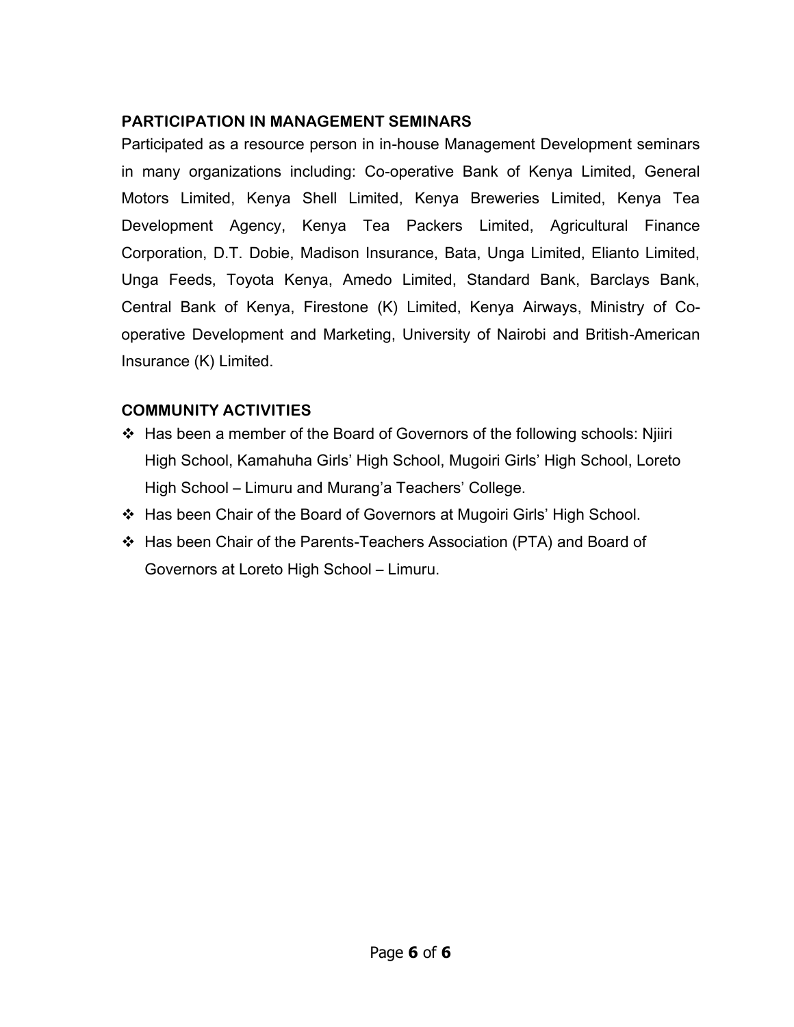## PARTICIPATION IN MANAGEMENT SEMINARS

Participated as a resource person in in-house Management Development seminars in many organizations including: Co-operative Bank of Kenya Limited, General Motors Limited, Kenya Shell Limited, Kenya Breweries Limited, Kenya Tea Development Agency, Kenya Tea Packers Limited, Agricultural Finance Corporation, D.T. Dobie, Madison Insurance, Bata, Unga Limited, Elianto Limited, Unga Feeds, Toyota Kenya, Amedo Limited, Standard Bank, Barclays Bank, Central Bank of Kenya, Firestone (K) Limited, Kenya Airways, Ministry of Co-operative Development and Marketing, University of Nairobi and British-American Insurance (K) Limited.

## COMMUNITY ACTIVITIES

- Has been a member of the Board of Governors of the following schools: Njiiri High School, Kamahuha Girls' High School, Mugoiri Girls' High School, Loreto High School – Limuru and Murang'a Teachers' College.
- Has been Chair of the Board of Governors at Mugoiri Girls' High School.
- Has been Chair of the Parents-Teachers Association (PTA) and Board of Governors at Loreto High School – Limuru.